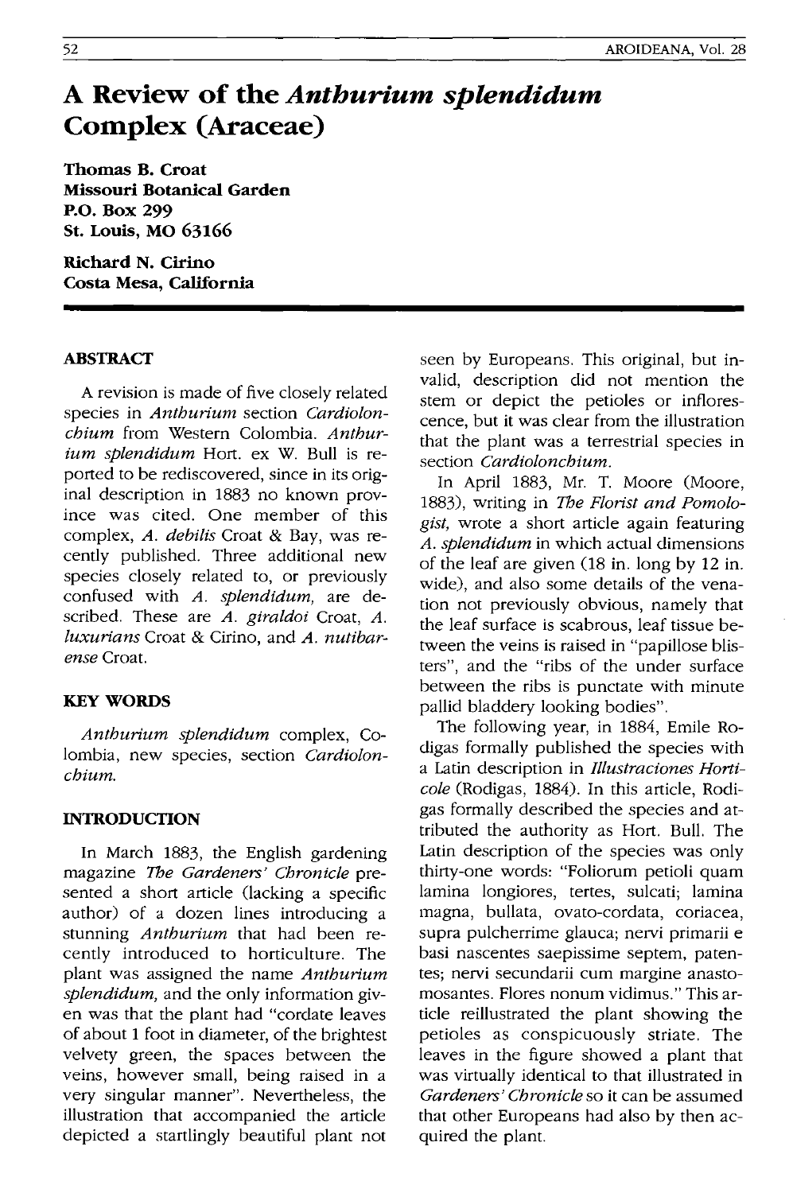# A Review of the *Anthurium splendidum* Complex (Araceae)

**Thomas B. Croat**
**Missouri Botanical Garden**
**P.O. Box 299**
**St. Louis, MO 63166**

**Richard N. Cirino**
**Costa Mesa, California**

## ABSTRACT

A revision is made of five closely related species in *Anthurium* section *Cardiolonchium* from Western Colombia. *Anthurium splendidum* Hort. ex W. Bull is reported to be rediscovered, since in its original description in 1883 no known province was cited. One member of this complex, *A. debilis* Croat & Bay, was recently published. Three additional new species closely related to, or previously confused with *A. splendidum*, are described. These are *A. giraldoi* Croat, *A. luxurians* Croat & Cirino, and *A. nutibarense* Croat.

## KEY WORDS

*Anthurium splendidum* complex, Colombia, new species, section *Cardiolonchium*.

## INTRODUCTION

In March 1883, the English gardening magazine *The Gardeners' Chronicle* presented a short article (lacking a specific author) of a dozen lines introducing a stunning *Anthurium* that had been recently introduced to horticulture. The plant was assigned the name *Anthurium splendidum*, and the only information given was that the plant had "cordate leaves of about 1 foot in diameter, of the brightest velvety green, the spaces between the veins, however small, being raised in a very singular manner". Nevertheless, the illustration that accompanied the article depicted a startlingly beautiful plant not seen by Europeans. This original, but invalid, description did not mention the stem or depict the petioles or inflorescence, but it was clear from the illustration that the plant was a terrestrial species in section *Cardiolonchium*.

In April 1883, Mr. T. Moore (Moore, 1883), writing in *The Florist and Pomologist*, wrote a short article again featuring *A. splendidum* in which actual dimensions of the leaf are given (18 in. long by 12 in. wide), and also some details of the venation not previously obvious, namely that the leaf surface is scabrous, leaf tissue between the veins is raised in "papillose blisters", and the "ribs of the under surface between the ribs is punctate with minute pallid bladdery looking bodies".

The following year, in 1884, Emile Rodigas formally published the species with a Latin description in *Illustraciones Horticole* (Rodigas, 1884). In this article, Rodigas formally described the species and attributed the authority as Hort. Bull. The Latin description of the species was only thirty-one words: "Foliorum petioli quam lamina longiores, tertes, sulcati; lamina magna, bullata, ovato-cordata, coriacea, supra pulcherrime glauca; nervi primarii e basi nascentes saepissime septem, patentes; nervi secundarii cum margine anastomosantes. Flores nonum vidimus." This article reillustrated the plant showing the petioles as conspicuously striate. The leaves in the figure showed a plant that was virtually identical to that illustrated in *Gardeners' Chronicle* so it can be assumed that other Europeans had also by then acquired the plant.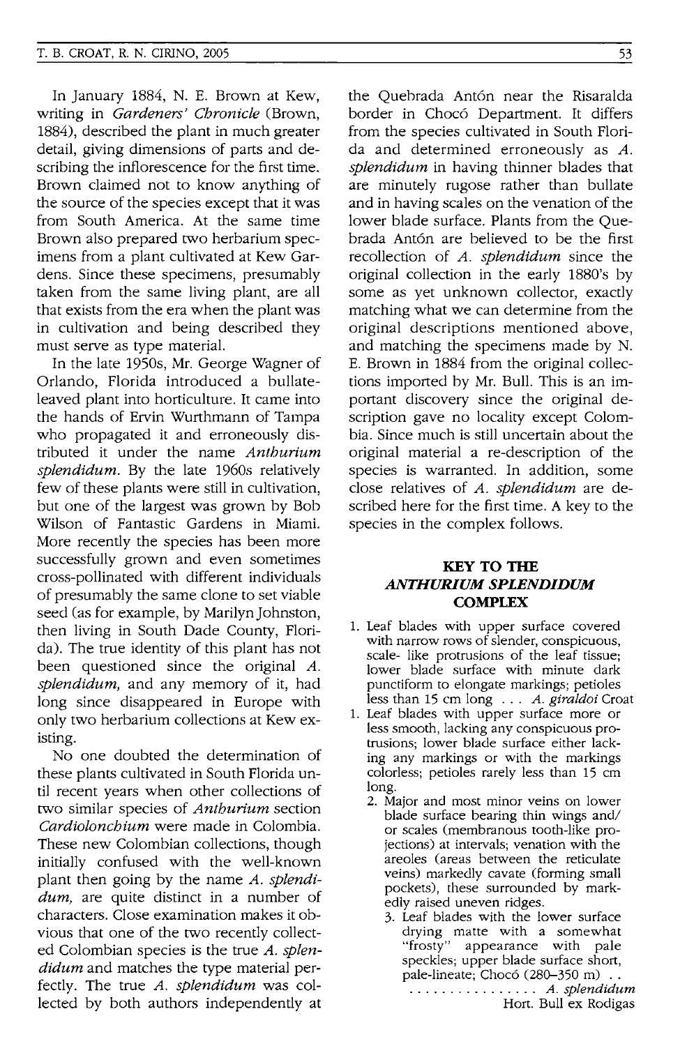In January 1884, N. E. Brown at Kew, writing in *Gardeners' Chronicle* (Brown, 1884), described the plant in much greater detail, giving dimensions of parts and describing the inflorescence for the first time. Brown claimed not to know anything of the source of the species except that it was from South America. At the same time Brown also prepared two herbarium specimens from a plant cultivated at Kew Gardens. Since these specimens, presumably taken from the same living plant, are all that exists from the era when the plant was in cultivation and being described they must serve as type material.

In the late 1950s, Mr. George Wagner of Orlando, Florida introduced a bullate-leaved plant into horticulture. It came into the hands of Ervin Wurthmann of Tampa who propagated it and erroneously distributed it under the name *Anthurium splendidum*. By the late 1960s relatively few of these plants were still in cultivation, but one of the largest was grown by Bob Wilson of Fantastic Gardens in Miami. More recently the species has been more successfully grown and even sometimes cross-pollinated with different individuals of presumably the same clone to set viable seed (as for example, by Marilyn Johnston, then living in South Dade County, Florida). The true identity of this plant has not been questioned since the original *A. splendidum*, and any memory of it, had long since disappeared in Europe with only two herbarium collections at Kew existing.

No one doubted the determination of these plants cultivated in South Florida until recent years when other collections of two similar species of *Anthurium* section *Cardiolonchium* were made in Colombia. These new Colombian collections, though initially confused with the well-known plant then going by the name *A. splendidum*, are quite distinct in a number of characters. Close examination makes it obvious that one of the two recently collected Colombian species is the true *A. splendidum* and matches the type material perfectly. The true *A. splendidum* was collected by both authors independently at the Quebrada Antón near the Risaralda border in Chocó Department. It differs from the species cultivated in South Florida and determined erroneously as *A. splendidum* in having thinner blades that are minutely rugose rather than bullate and in having scales on the venation of the lower blade surface. Plants from the Quebrada Antón are believed to be the first recollection of *A. splendidum* since the original collection in the early 1880's by some as yet unknown collector, exactly matching what we can determine from the original descriptions mentioned above, and matching the specimens made by N. E. Brown in 1884 from the original collections imported by Mr. Bull. This is an important discovery since the original description gave no locality except Colombia. Since much is still uncertain about the original material a re-description of the species is warranted. In addition, some close relatives of *A. splendidum* are described here for the first time. A key to the species in the complex follows.

## KEY TO THE *ANTHURIUM SPLENDIDUM* COMPLEX

1. Leaf blades with upper surface covered with narrow rows of slender, conspicuous, scale- like protrusions of the leaf tissue; lower blade surface with minute dark punctiform to elongate markings; petioles less than 15 cm long . . . *A. giraldoi* Croat
1. Leaf blades with upper surface more or less smooth, lacking any conspicuous protrusions; lower blade surface either lacking any markings or with the markings colorless; petioles rarely less than 15 cm long.
   2. Major and most minor veins on lower blade surface bearing thin wings and/or scales (membranous tooth-like projections) at intervals; venation with the areoles (areas between the reticulate veins) markedly cavate (forming small pockets), these surrounded by markedly raised uneven ridges.
      3. Leaf blades with the lower surface drying matte with a somewhat "frosty" appearance with pale speckles; upper blade surface short, pale-lineate; Chocó (280–350 m) . . . . . . . . . . . . . . . . . . *A. splendidum* Hort. Bull ex Rodigas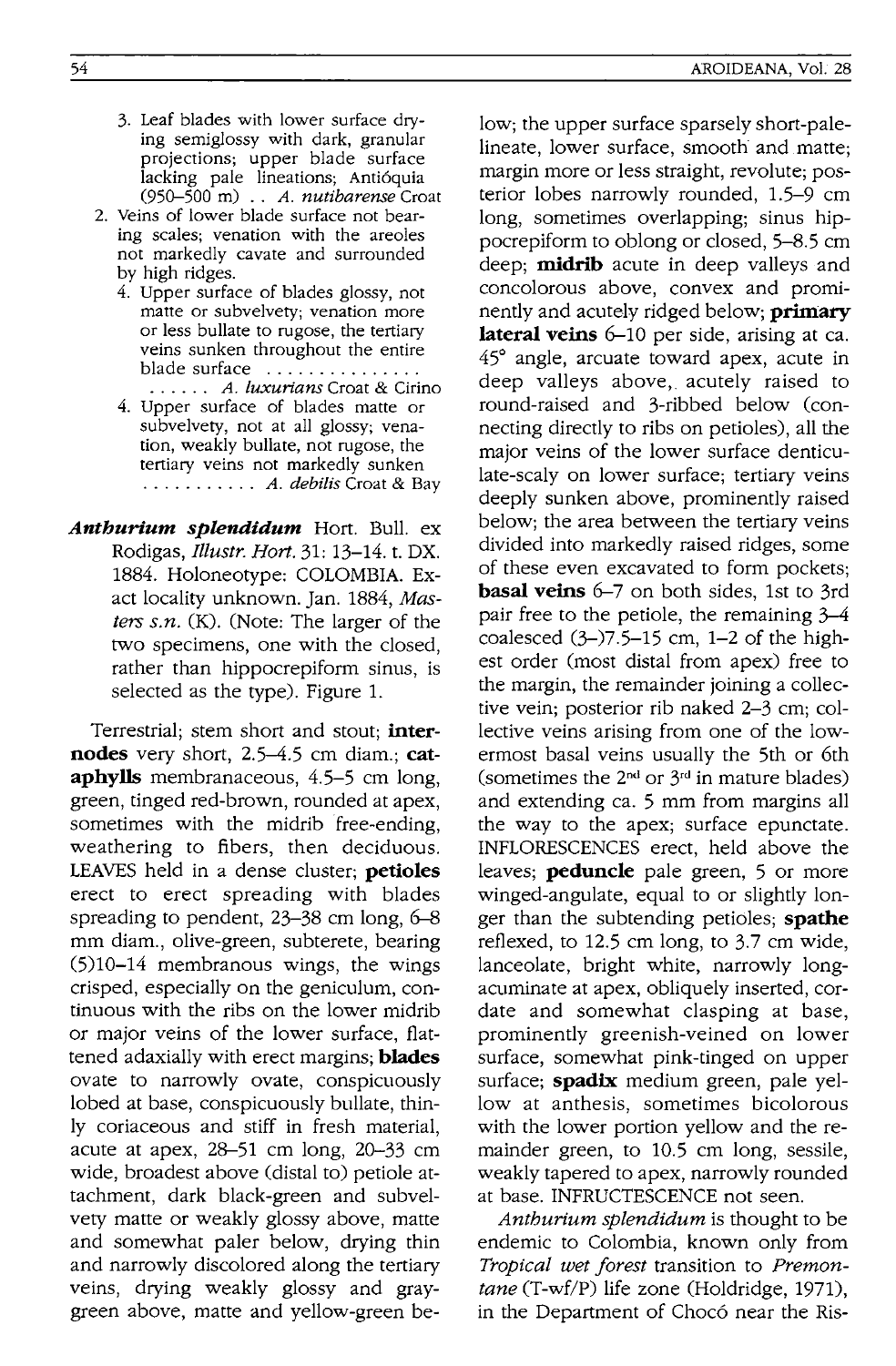3. Leaf blades with lower surface drying semiglossy with dark, granular projections; upper blade surface lacking pale lineations; Antióquia (950–500 m) . . *A. nutibarense* Croat

2. Veins of lower blade surface not bearing scales; venation with the areoles not markedly cavate and surrounded by high ridges.

4. Upper surface of blades glossy, not matte or subvelvety; venation more or less bullate to rugose, the tertiary veins sunken throughout the entire blade surface . . . . . . . . . . . . . . . . . . . . . *A. luxurians* Croat & Cirino

4. Upper surface of blades matte or subvelvety, not at all glossy; venation, weakly bullate, not rugose, the tertiary veins not markedly sunken . . . . . . . . . . . *A. debilis* Croat & Bay

***Anthurium splendidum*** Hort. Bull. ex Rodigas, *Illustr. Hort.* 31: 13–14. t. DX. 1884. Holoneotype: COLOMBIA. Exact locality unknown. Jan. 1884, *Masters s.n.* (K). (Note: The larger of the two specimens, one with the closed, rather than hippocrepiform sinus, is selected as the type). Figure 1.

Terrestrial; stem short and stout; **internodes** very short, 2.5–4.5 cm diam.; **cataphylls** membranaceous, 4.5–5 cm long, green, tinged red-brown, rounded at apex, sometimes with the midrib free-ending, weathering to fibers, then deciduous. LEAVES held in a dense cluster; **petioles** erect to erect spreading with blades spreading to pendent, 23–38 cm long, 6–8 mm diam., olive-green, subterete, bearing (5)10–14 membranous wings, the wings crisped, especially on the geniculum, continuous with the ribs on the lower midrib or major veins of the lower surface, flattened adaxially with erect margins; **blades** ovate to narrowly ovate, conspicuously lobed at base, conspicuously bullate, thinly coriaceous and stiff in fresh material, acute at apex, 28–51 cm long, 20–33 cm wide, broadest above (distal to) petiole attachment, dark black-green and subvelvety matte or weakly glossy above, matte and somewhat paler below, drying thin and narrowly discolored along the tertiary veins, drying weakly glossy and gray-green above, matte and yellow-green below; the upper surface sparsely short-pale-lineate, lower surface, smooth and matte; margin more or less straight, revolute; posterior lobes narrowly rounded, 1.5–9 cm long, sometimes overlapping; sinus hippocrepiform to oblong or closed, 5–8.5 cm deep; **midrib** acute in deep valleys and concolorous above, convex and prominently and acutely ridged below; **primary lateral veins** 6–10 per side, arising at ca. 45° angle, arcuate toward apex, acute in deep valleys above, acutely raised to round-raised and 3-ribbed below (connecting directly to ribs on petioles), all the major veins of the lower surface denticulate-scaly on lower surface; tertiary veins deeply sunken above, prominently raised below; the area between the tertiary veins divided into markedly raised ridges, some of these even excavated to form pockets; **basal veins** 6–7 on both sides, 1st to 3rd pair free to the petiole, the remaining 3–4 coalesced (3–)7.5–15 cm, 1–2 of the highest order (most distal from apex) free to the margin, the remainder joining a collective vein; posterior rib naked 2–3 cm; collective veins arising from one of the lowermost basal veins usually the 5th or 6th (sometimes the 2nd or 3rd in mature blades) and extending ca. 5 mm from margins all the way to the apex; surface epunctate. INFLORESCENCES erect, held above the leaves; **peduncle** pale green, 5 or more winged-angulate, equal to or slightly longer than the subtending petioles; **spathe** reflexed, to 12.5 cm long, to 3.7 cm wide, lanceolate, bright white, narrowly long-acuminate at apex, obliquely inserted, cordate and somewhat clasping at base, prominently greenish-veined on lower surface, somewhat pink-tinged on upper surface; **spadix** medium green, pale yellow at anthesis, sometimes bicolorous with the lower portion yellow and the remainder green, to 10.5 cm long, sessile, weakly tapered to apex, narrowly rounded at base. INFRUCTESCENCE not seen.

*Anthurium splendidum* is thought to be endemic to Colombia, known only from *Tropical wet forest* transition to *Premontane* (T-wf/P) life zone (Holdridge, 1971), in the Department of Chocó near the Ris-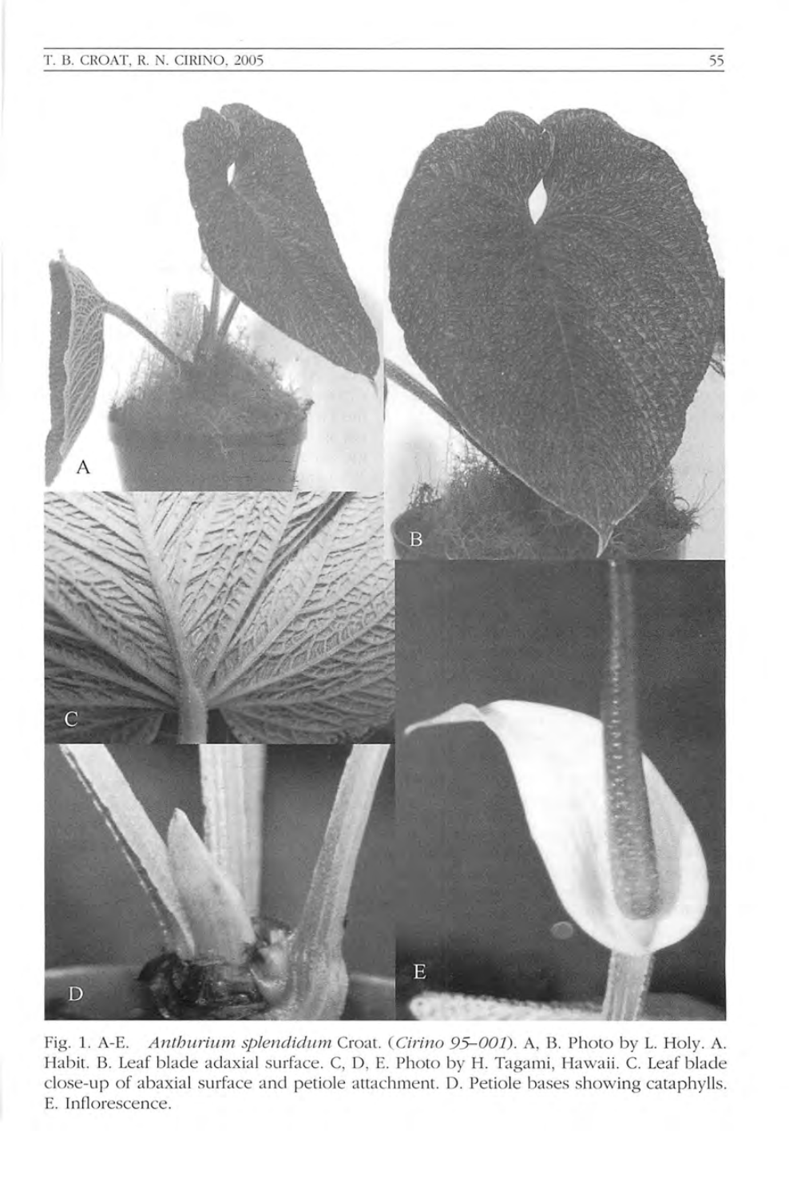Fig. 1. A-E. *Anthurium splendidum* Croat. (*Cirino 95–001*). A, B. Photo by L. Holy. A. Habit. B. Leaf blade adaxial surface. C, D, E. Photo by H. Tagami, Hawaii. C. Leaf blade close-up of abaxial surface and petiole attachment. D. Petiole bases showing cataphylls. E. Inflorescence.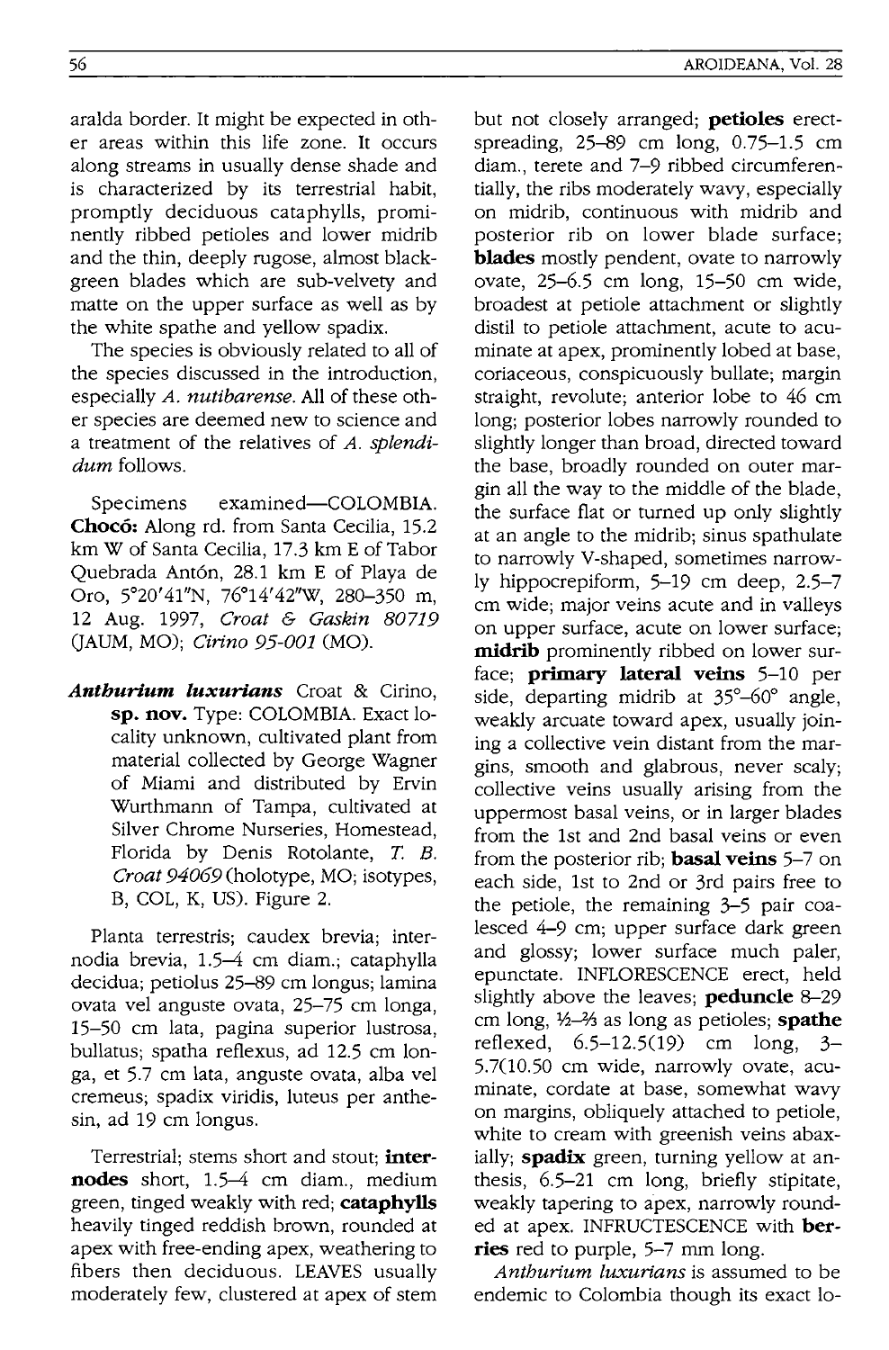aralda border. It might be expected in other areas within this life zone. It occurs along streams in usually dense shade and is characterized by its terrestrial habit, promptly deciduous cataphylls, prominently ribbed petioles and lower midrib and the thin, deeply rugose, almost black-green blades which are sub-velvety and matte on the upper surface as well as by the white spathe and yellow spadix.

The species is obviously related to all of the species discussed in the introduction, especially *A. nutibarense*. All of these other species are deemed new to science and a treatment of the relatives of *A. splendidum* follows.

Specimens examined—COLOMBIA. **Chocó:** Along rd. from Santa Cecilia, 15.2 km W of Santa Cecilia, 17.3 km E of Tabor Quebrada Antón, 28.1 km E of Playa de Oro, 5°20'41"N, 76°14'42"W, 280–350 m, 12 Aug. 1997, *Croat & Gaskin 80719* (JAUM, MO); *Cirino 95-001* (MO).

***Anthurium luxurians*** Croat & Cirino, **sp. nov.** Type: COLOMBIA. Exact locality unknown, cultivated plant from material collected by George Wagner of Miami and distributed by Ervin Wurthmann of Tampa, cultivated at Silver Chrome Nurseries, Homestead, Florida by Denis Rotolante, *T. B. Croat 94069* (holotype, MO; isotypes, B, COL, K, US). Figure 2.

Planta terrestris; caudex brevia; internodia brevia, 1.5–4 cm diam.; cataphylla decidua; petiolus 25–89 cm longus; lamina ovata vel anguste ovata, 25–75 cm longa, 15–50 cm lata, pagina superior lustrosa, bullatus; spatha reflexus, ad 12.5 cm longa, et 5.7 cm lata, anguste ovata, alba vel cremeus; spadix viridis, luteus per anthesin, ad 19 cm longus.

Terrestrial; stems short and stout; **internodes** short, 1.5–4 cm diam., medium green, tinged weakly with red; **cataphylls** heavily tinged reddish brown, rounded at apex with free-ending apex, weathering to fibers then deciduous. LEAVES usually moderately few, clustered at apex of stem but not closely arranged; **petioles** erect-spreading, 25–89 cm long, 0.75–1.5 cm diam., terete and 7–9 ribbed circumferentially, the ribs moderately wavy, especially on midrib, continuous with midrib and posterior rib on lower blade surface; **blades** mostly pendent, ovate to narrowly ovate, 25–6.5 cm long, 15–50 cm wide, broadest at petiole attachment or slightly distil to petiole attachment, acute to acuminate at apex, prominently lobed at base, coriaceous, conspicuously bullate; margin straight, revolute; anterior lobe to 46 cm long; posterior lobes narrowly rounded to slightly longer than broad, directed toward the base, broadly rounded on outer margin all the way to the middle of the blade, the surface flat or turned up only slightly at an angle to the midrib; sinus spathulate to narrowly V-shaped, sometimes narrowly hippocrepiform, 5–19 cm deep, 2.5–7 cm wide; major veins acute and in valleys on upper surface, acute on lower surface; **midrib** prominently ribbed on lower surface; **primary lateral veins** 5–10 per side, departing midrib at 35°–60° angle, weakly arcuate toward apex, usually joining a collective vein distant from the margins, smooth and glabrous, never scaly; collective veins usually arising from the uppermost basal veins, or in larger blades from the 1st and 2nd basal veins or even from the posterior rib; **basal veins** 5–7 on each side, 1st to 2nd or 3rd pairs free to the petiole, the remaining 3–5 pair coalesced 4–9 cm; upper surface dark green and glossy; lower surface much paler, epunctate. INFLORESCENCE erect, held slightly above the leaves; **peduncle** 8–29 cm long, ½–⅔ as long as petioles; **spathe** reflexed, 6.5–12.5(19) cm long, 3–5.7(10.50 cm wide, narrowly ovate, acuminate, cordate at base, somewhat wavy on margins, obliquely attached to petiole, white to cream with greenish veins abaxially; **spadix** green, turning yellow at anthesis, 6.5–21 cm long, briefly stipitate, weakly tapering to apex, narrowly rounded at apex. INFRUCTESCENCE with **berries** red to purple, 5–7 mm long.

*Anthurium luxurians* is assumed to be endemic to Colombia though its exact lo-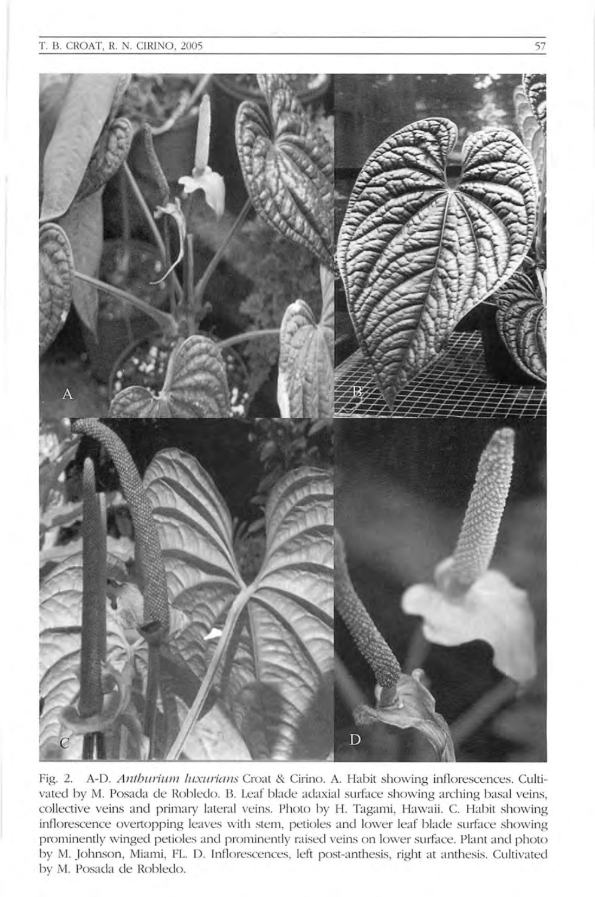Fig. 2. A-D. *Anthurium luxurians* Croat & Cirino. A. Habit showing inflorescences. Cultivated by M. Posada de Robledo. B. Leaf blade adaxial surface showing arching basal veins, collective veins and primary lateral veins. Photo by H. Tagami, Hawaii. C. Habit showing inflorescence overtopping leaves with stem, petioles and lower leaf blade surface showing prominently winged petioles and prominently raised veins on lower surface. Plant and photo by M. Johnson, Miami, FL. D. Inflorescences, left post-anthesis, right at anthesis. Cultivated by M. Posada de Robledo.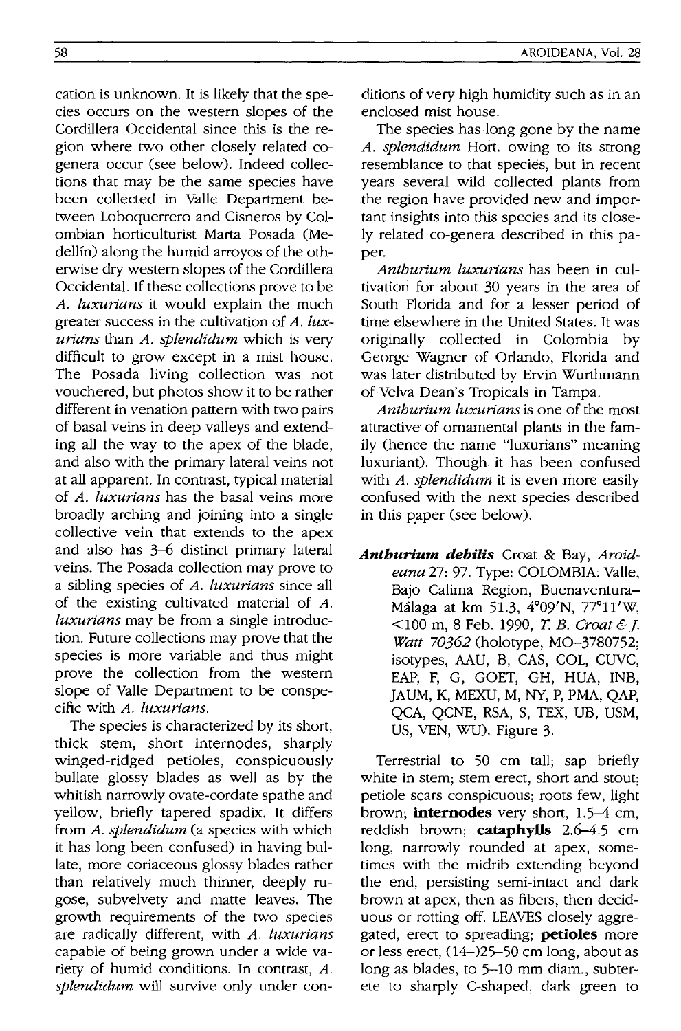cation is unknown. It is likely that the species occurs on the western slopes of the Cordillera Occidental since this is the region where two other closely related co-genera occur (see below). Indeed collections that may be the same species have been collected in Valle Department between Loboquerrero and Cisneros by Colombian horticulturist Marta Posada (Medellín) along the humid arroyos of the otherwise dry western slopes of the Cordillera Occidental. If these collections prove to be *A. luxurians* it would explain the much greater success in the cultivation of *A. luxurians* than *A. splendidum* which is very difficult to grow except in a mist house. The Posada living collection was not vouchered, but photos show it to be rather different in venation pattern with two pairs of basal veins in deep valleys and extending all the way to the apex of the blade, and also with the primary lateral veins not at all apparent. In contrast, typical material of *A. luxurians* has the basal veins more broadly arching and joining into a single collective vein that extends to the apex and also has 3–6 distinct primary lateral veins. The Posada collection may prove to a sibling species of *A. luxurians* since all of the existing cultivated material of *A. luxurians* may be from a single introduction. Future collections may prove that the species is more variable and thus might prove the collection from the western slope of Valle Department to be conspecific with *A. luxurians*.

The species is characterized by its short, thick stem, short internodes, sharply winged-ridged petioles, conspicuously bullate glossy blades as well as by the whitish narrowly ovate-cordate spathe and yellow, briefly tapered spadix. It differs from *A. splendidum* (a species with which it has long been confused) in having bullate, more coriaceous glossy blades rather than relatively much thinner, deeply rugose, subvelvety and matte leaves. The growth requirements of the two species are radically different, with *A. luxurians* capable of being grown under a wide variety of humid conditions. In contrast, *A. splendidum* will survive only under conditions of very high humidity such as in an enclosed mist house.

The species has long gone by the name *A. splendidum* Hort. owing to its strong resemblance to that species, but in recent years several wild collected plants from the region have provided new and important insights into this species and its closely related co-genera described in this paper.

*Anthurium luxurians* has been in cultivation for about 30 years in the area of South Florida and for a lesser period of time elsewhere in the United States. It was originally collected in Colombia by George Wagner of Orlando, Florida and was later distributed by Ervin Wurthmann of Velva Dean's Tropicals in Tampa.

*Anthurium luxurians* is one of the most attractive of ornamental plants in the family (hence the name "luxurians" meaning luxuriant). Though it has been confused with *A. splendidum* it is even more easily confused with the next species described in this paper (see below).

***Anthurium debilis*** Croat & Bay, *Aroideana* 27: 97. Type: COLOMBIA. Valle, Bajo Calima Region, Buenaventura–Málaga at km 51.3, 4°09'N, 77°11'W, <100 m, 8 Feb. 1990, *T. B. Croat & J. Watt 70362* (holotype, MO–3780752; isotypes, AAU, B, CAS, COL, CUVC, EAP, F, G, GOET, GH, HUA, INB, JAUM, K, MEXU, M, NY, P, PMA, QAP, QCA, QCNE, RSA, S, TEX, UB, USM, US, VEN, WU). Figure 3.

Terrestrial to 50 cm tall; sap briefly white in stem; stem erect, short and stout; petiole scars conspicuous; roots few, light brown; **internodes** very short, 1.5–4 cm, reddish brown; **cataphylls** 2.6–4.5 cm long, narrowly rounded at apex, sometimes with the midrib extending beyond the end, persisting semi-intact and dark brown at apex, then as fibers, then deciduous or rotting off. LEAVES closely aggregated, erect to spreading; **petioles** more or less erect, (14–)25–50 cm long, about as long as blades, to 5–10 mm diam., subterete to sharply C-shaped, dark green to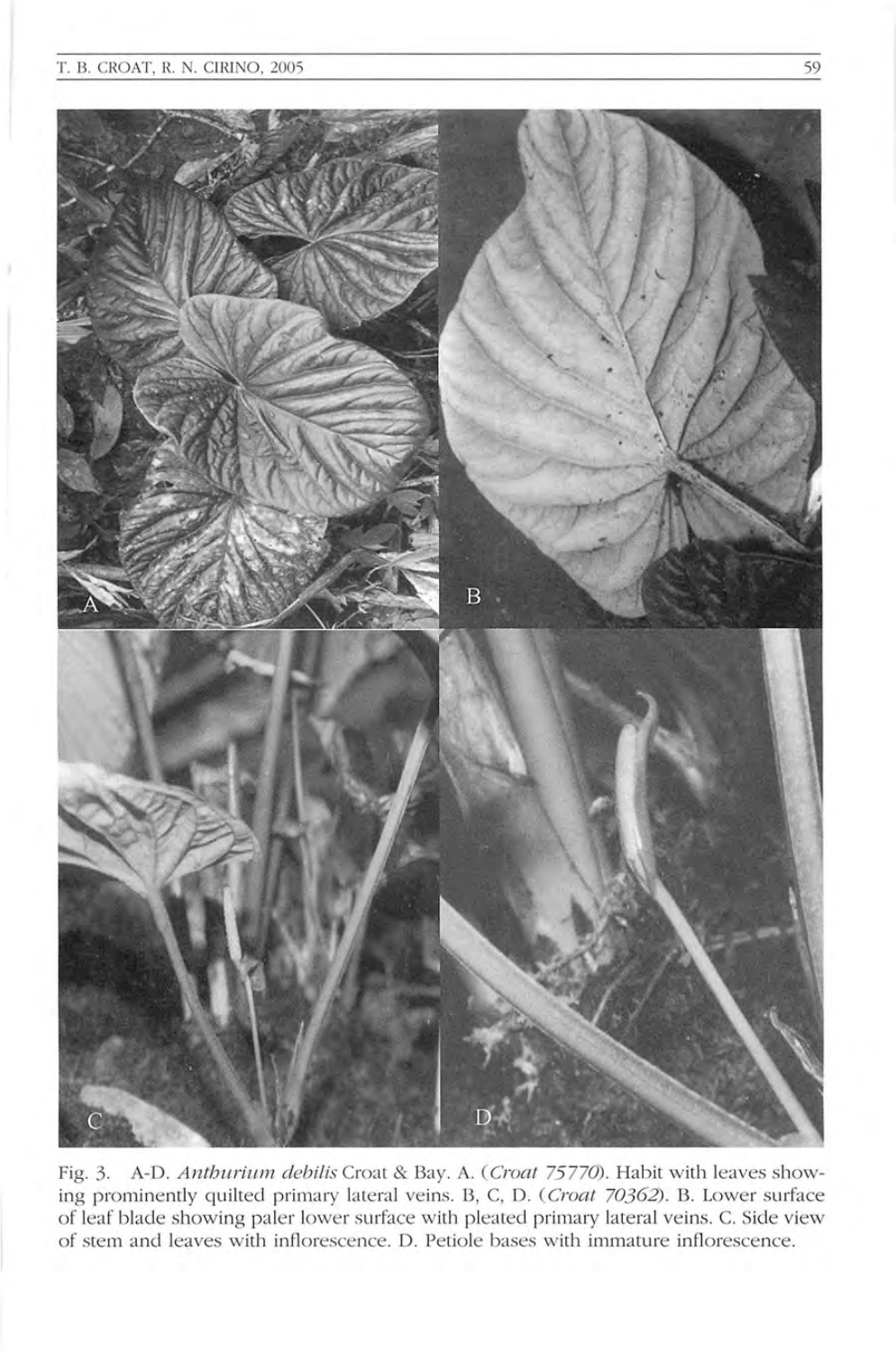Fig. 3. A-D. *Anthurium debilis* Croat & Bay. A. (*Croat 75770*). Habit with leaves showing prominently quilted primary lateral veins. B, C, D. (*Croat 70362*). B. Lower surface of leaf blade showing paler lower surface with pleated primary lateral veins. C. Side view of stem and leaves with inflorescence. D. Petiole bases with immature inflorescence.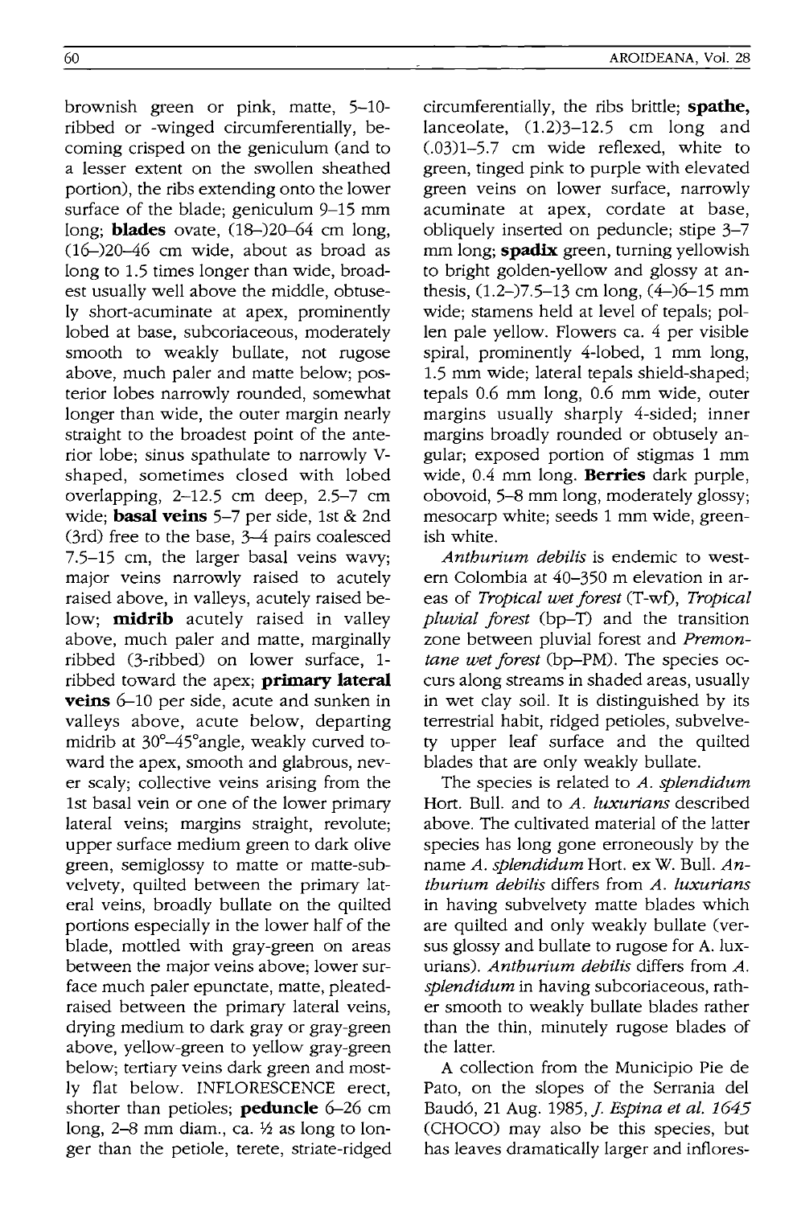brownish green or pink, matte, 5–10-ribbed or -winged circumferentially, becoming crisped on the geniculum (and to a lesser extent on the swollen sheathed portion), the ribs extending onto the lower surface of the blade; geniculum 9–15 mm long; **blades** ovate, (18–)20–64 cm long, (16–)20–46 cm wide, about as broad as long to 1.5 times longer than wide, broadest usually well above the middle, obtusely short-acuminate at apex, prominently lobed at base, subcoriaceous, moderately smooth to weakly bullate, not rugose above, much paler and matte below; posterior lobes narrowly rounded, somewhat longer than wide, the outer margin nearly straight to the broadest point of the anterior lobe; sinus spathulate to narrowly V-shaped, sometimes closed with lobed overlapping, 2–12.5 cm deep, 2.5–7 cm wide; **basal veins** 5–7 per side, 1st & 2nd (3rd) free to the base, 3–4 pairs coalesced 7.5–15 cm, the larger basal veins wavy; major veins narrowly raised to acutely raised above, in valleys, acutely raised below; **midrib** acutely raised in valley above, much paler and matte, marginally ribbed (3-ribbed) on lower surface, 1-ribbed toward the apex; **primary lateral veins** 6–10 per side, acute and sunken in valleys above, acute below, departing midrib at 30°–45°angle, weakly curved toward the apex, smooth and glabrous, never scaly; collective veins arising from the 1st basal vein or one of the lower primary lateral veins; margins straight, revolute; upper surface medium green to dark olive green, semiglossy to matte or matte-subvelvety, quilted between the primary lateral veins, broadly bullate on the quilted portions especially in the lower half of the blade, mottled with gray-green on areas between the major veins above; lower surface much paler epunctate, matte, pleated-raised between the primary lateral veins, drying medium to dark gray or gray-green above, yellow-green to yellow gray-green below; tertiary veins dark green and mostly flat below. INFLORESCENCE erect, shorter than petioles; **peduncle** 6–26 cm long, 2–8 mm diam., ca. ½ as long to longer than the petiole, terete, striate-ridged circumferentially, the ribs brittle; **spathe,** lanceolate, (1.2)3–12.5 cm long and (.03)1–5.7 cm wide reflexed, white to green, tinged pink to purple with elevated green veins on lower surface, narrowly acuminate at apex, cordate at base, obliquely inserted on peduncle; stipe 3–7 mm long; **spadix** green, turning yellowish to bright golden-yellow and glossy at anthesis, (1.2–)7.5–13 cm long, (4–)6–15 mm wide; stamens held at level of tepals; pollen pale yellow. Flowers ca. 4 per visible spiral, prominently 4-lobed, 1 mm long, 1.5 mm wide; lateral tepals shield-shaped; tepals 0.6 mm long, 0.6 mm wide, outer margins usually sharply 4-sided; inner margins broadly rounded or obtusely angular; exposed portion of stigmas 1 mm wide, 0.4 mm long. **Berries** dark purple, obovoid, 5–8 mm long, moderately glossy; mesocarp white; seeds 1 mm wide, greenish white.

*Anthurium debilis* is endemic to western Colombia at 40–350 m elevation in areas of *Tropical wet forest* (T-wf), *Tropical pluvial forest* (bp–T) and the transition zone between pluvial forest and *Premontane wet forest* (bp–PM). The species occurs along streams in shaded areas, usually in wet clay soil. It is distinguished by its terrestrial habit, ridged petioles, subvelvety upper leaf surface and the quilted blades that are only weakly bullate.

The species is related to *A. splendidum* Hort. Bull. and to *A. luxurians* described above. The cultivated material of the latter species has long gone erroneously by the name *A. splendidum* Hort. ex W. Bull. *Anthurium debilis* differs from *A. luxurians* in having subvelvety matte blades which are quilted and only weakly bullate (versus glossy and bullate to rugose for A. luxurians). *Anthurium debilis* differs from *A. splendidum* in having subcoriaceous, rather smooth to weakly bullate blades rather than the thin, minutely rugose blades of the latter.

A collection from the Municipio Pie de Pato, on the slopes of the Serrania del Baudó, 21 Aug. 1985, *J. Espina et al. 1645* (CHOCO) may also be this species, but has leaves dramatically larger and inflores-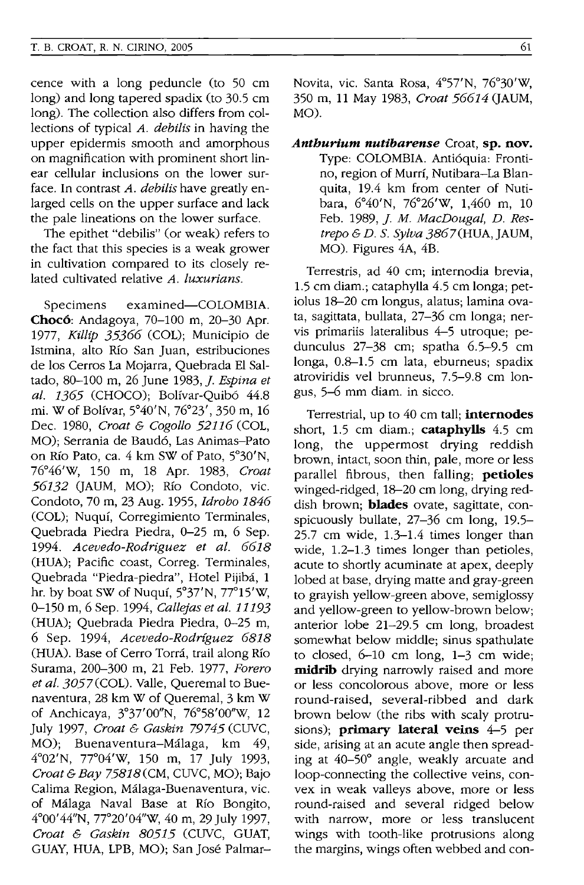cence with a long peduncle (to 50 cm long) and long tapered spadix (to 30.5 cm long). The collection also differs from collections of typical *A. debilis* in having the upper epidermis smooth and amorphous on magnification with prominent short linear cellular inclusions on the lower surface. In contrast *A. debilis* have greatly enlarged cells on the upper surface and lack the pale lineations on the lower surface.

The epithet "debilis" (or weak) refers to the fact that this species is a weak grower in cultivation compared to its closely related cultivated relative *A. luxurians*.

Specimens examined—COLOMBIA. **Chocó**: Andagoya, 70–100 m, 20–30 Apr. 1977, *Killip 35366* (COL); Municipio de Istmina, alto Río San Juan, estribuciones de los Cerros La Mojarra, Quebrada El Saltado, 80–100 m, 26 June 1983, *J. Espina et al. 1365* (CHOCO); Bolívar-Quibó 44.8 mi. W of Bolívar, 5°40'N, 76°23', 350 m, 16 Dec. 1980, *Croat & Cogollo 52116* (COL, MO); Serrania de Baudó, Las Animas–Pato on Río Pato, ca. 4 km SW of Pato, 5°30'N, 76°46'W, 150 m, 18 Apr. 1983, *Croat 56132* (JAUM, MO); Río Condoto, vic. Condoto, 70 m, 23 Aug. 1955, *Idrobo 1846* (COL); Nuquí, Corregimiento Terminales, Quebrada Piedra Piedra, 0–25 m, 6 Sep. 1994. *Acevedo-Rodriguez et al. 6618* (HUA); Pacific coast, Correg. Terminales, Quebrada "Piedra-piedra", Hotel Pijibá, 1 hr. by boat SW of Nuquí, 5°37'N, 77°15'W, 0–150 m, 6 Sep. 1994, *Callejas et al. 11193* (HUA); Quebrada Piedra Piedra, 0–25 m, 6 Sep. 1994, *Acevedo-Rodríguez 6818* (HUA). Base of Cerro Torrá, trail along Río Surama, 200–300 m, 21 Feb. 1977, *Forero et al. 3057* (COL). Valle, Queremal to Buenaventura, 28 km W of Queremal, 3 km W of Anchicaya, 3°37'00"N, 76°58'00"W, 12 July 1997, *Croat & Gaskin 79745* (CUVC, MO); Buenaventura–Málaga, km 49, 4°02'N, 77°04'W, 150 m, 17 July 1993, *Croat & Bay 75818* (CM, CUVC, MO); Bajo Calima Region, Málaga-Buenaventura, vic. of Málaga Naval Base at Río Bongito, 4°00'44"N, 77°20'04"W, 40 m, 29 July 1997, *Croat & Gaskin 80515* (CUVC, GUAT, GUAY, HUA, LPB, MO); San José Palmar–Novita, vic. Santa Rosa, 4°57'N, 76°30'W, 350 m, 11 May 1983, *Croat 56614* (JAUM, MO).

***Anthurium nutibarense*** Croat, **sp. nov.** Type: COLOMBIA. Antióquia: Frontino, region of Murrí, Nutibara–La Blanquita, 19.4 km from center of Nutibara, 6°40'N, 76°26'W, 1,460 m, 10 Feb. 1989, *J. M. MacDougal, D. Restrepo & D. S. Sylva 3867* (HUA, JAUM, MO). Figures 4A, 4B.

Terrestris, ad 40 cm; internodia brevia, 1.5 cm diam.; cataphylla 4.5 cm longa; petiolus 18–20 cm longus, alatus; lamina ovata, sagittata, bullata, 27–36 cm longa; nervis primariis lateralibus 4–5 utroque; pedunculus 27–38 cm; spatha 6.5–9.5 cm longa, 0.8–1.5 cm lata, eburneus; spadix atroviridis vel brunneus, 7.5–9.8 cm longus, 5–6 mm diam. in sicco.

Terrestrial, up to 40 cm tall; **internodes** short, 1.5 cm diam.; **cataphylls** 4.5 cm long, the uppermost drying reddish brown, intact, soon thin, pale, more or less parallel fibrous, then falling; **petioles** winged-ridged, 18–20 cm long, drying reddish brown; **blades** ovate, sagittate, conspicuously bullate, 27–36 cm long, 19.5–25.7 cm wide, 1.3–1.4 times longer than wide, 1.2–1.3 times longer than petioles, acute to shortly acuminate at apex, deeply lobed at base, drying matte and gray-green to grayish yellow-green above, semiglossy and yellow-green to yellow-brown below; anterior lobe 21–29.5 cm long, broadest somewhat below middle; sinus spathulate to closed, 6–10 cm long, 1–3 cm wide; **midrib** drying narrowly raised and more or less concolorous above, more or less round-raised, several-ribbed and dark brown below (the ribs with scaly protrusions); **primary lateral veins** 4–5 per side, arising at an acute angle then spreading at 40–50° angle, weakly arcuate and loop-connecting the collective veins, convex in weak valleys above, more or less round-raised and several ridged below with narrow, more or less translucent wings with tooth-like protrusions along the margins, wings often webbed and con-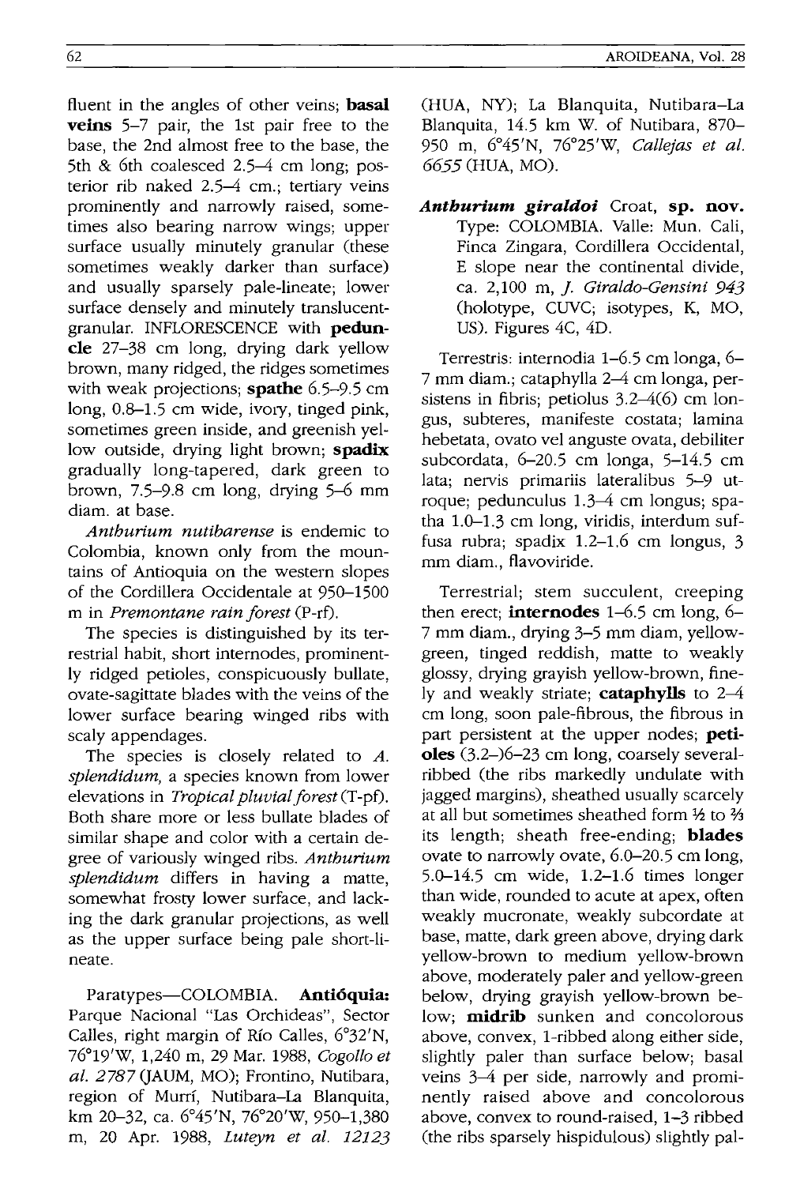fluent in the angles of other veins; **basal veins** 5–7 pair, the 1st pair free to the base, the 2nd almost free to the base, the 5th & 6th coalesced 2.5–4 cm long; posterior rib naked 2.5–4 cm.; tertiary veins prominently and narrowly raised, sometimes also bearing narrow wings; upper surface usually minutely granular (these sometimes weakly darker than surface) and usually sparsely pale-lineate; lower surface densely and minutely translucent-granular. INFLORESCENCE with **peduncle** 27–38 cm long, drying dark yellow brown, many ridged, the ridges sometimes with weak projections; **spathe** 6.5–9.5 cm long, 0.8–1.5 cm wide, ivory, tinged pink, sometimes green inside, and greenish yellow outside, drying light brown; **spadix** gradually long-tapered, dark green to brown, 7.5–9.8 cm long, drying 5–6 mm diam. at base.

*Anthurium nutibarense* is endemic to Colombia, known only from the mountains of Antioquia on the western slopes of the Cordillera Occidentale at 950–1500 m in *Premontane rain forest* (P-rf).

The species is distinguished by its terrestrial habit, short internodes, prominently ridged petioles, conspicuously bullate, ovate-sagittate blades with the veins of the lower surface bearing winged ribs with scaly appendages.

The species is closely related to *A. splendidum*, a species known from lower elevations in *Tropical pluvial forest* (T-pf). Both share more or less bullate blades of similar shape and color with a certain degree of variously winged ribs. *Anthurium splendidum* differs in having a matte, somewhat frosty lower surface, and lacking the dark granular projections, as well as the upper surface being pale short-lineate.

Paratypes—COLOMBIA. **Antióquia:** Parque Nacional "Las Orchideas", Sector Calles, right margin of Río Calles, 6°32'N, 76°19'W, 1,240 m, 29 Mar. 1988, *Cogollo et al. 2787* (JAUM, MO); Frontino, Nutibara, region of Murrí, Nutibara–La Blanquita, km 20–32, ca. 6°45'N, 76°20'W, 950–1,380 m, 20 Apr. 1988, *Luteyn et al. 12123* (HUA, NY); La Blanquita, Nutibara–La Blanquita, 14.5 km W. of Nutibara, 870–950 m, 6°45'N, 76°25'W, *Callejas et al. 6655* (HUA, MO).

***Anthurium giraldoi*** **Croat, sp. nov.** Type: COLOMBIA. Valle: Mun. Cali, Finca Zingara, Cordillera Occidental, E slope near the continental divide, ca. 2,100 m, *J. Giraldo-Gensini 943* (holotype, CUVC; isotypes, K, MO, US). Figures 4C, 4D.

Terrestris: internodia 1–6.5 cm longa, 6–7 mm diam.; cataphylla 2–4 cm longa, persistens in fibris; petiolus 3.2–4(6) cm longus, subteres, manifeste costata; lamina hebetata, ovato vel anguste ovata, debiliter subcordata, 6–20.5 cm longa, 5–14.5 cm lata; nervis primariis lateralibus 5–9 utroque; pedunculus 1.3–4 cm longus; spatha 1.0–1.3 cm long, viridis, interdum suffusa rubra; spadix 1.2–1.6 cm longus, 3 mm diam., flavoviride.

Terrestrial; stem succulent, creeping then erect; **internodes** 1–6.5 cm long, 6–7 mm diam., drying 3–5 mm diam, yellow-green, tinged reddish, matte to weakly glossy, drying grayish yellow-brown, finely and weakly striate; **cataphylls** to 2–4 cm long, soon pale-fibrous, the fibrous in part persistent at the upper nodes; **petioles** (3.2–)6–23 cm long, coarsely several-ribbed (the ribs markedly undulate with jagged margins), sheathed usually scarcely at all but sometimes sheathed form ½ to ⅔ its length; sheath free-ending; **blades** ovate to narrowly ovate, 6.0–20.5 cm long, 5.0–14.5 cm wide, 1.2–1.6 times longer than wide, rounded to acute at apex, often weakly mucronate, weakly subcordate at base, matte, dark green above, drying dark yellow-brown to medium yellow-brown above, moderately paler and yellow-green below, drying grayish yellow-brown below; **midrib** sunken and concolorous above, convex, 1-ribbed along either side, slightly paler than surface below; basal veins 3–4 per side, narrowly and prominently raised above and concolorous above, convex to round-raised, 1–3 ribbed (the ribs sparsely hispidulous) slightly pal-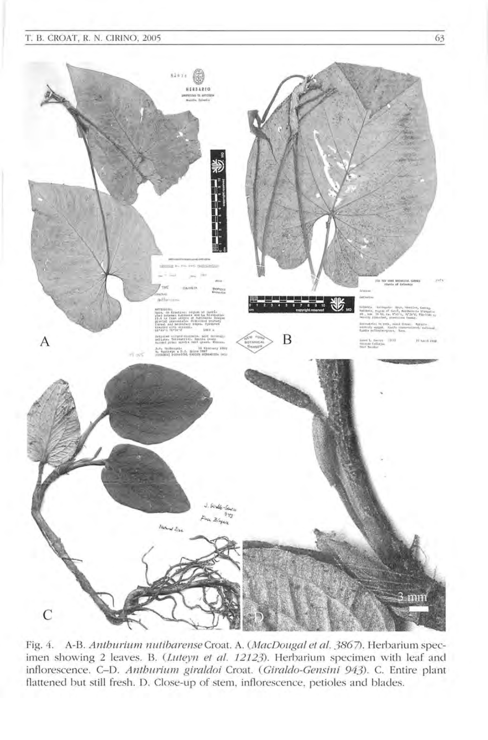Fig. 4. A-B. *Anthurium nutibarense* Croat. A. (*MacDougal et al. 3867*). Herbarium specimen showing 2 leaves. B. (*Luteyn et al. 12123*). Herbarium specimen with leaf and inflorescence. C–D. *Anthurium giraldoi* Croat. (*Giraldo-Gensini 943*). C. Entire plant flattened but still fresh. D. Close-up of stem, inflorescence, petioles and blades.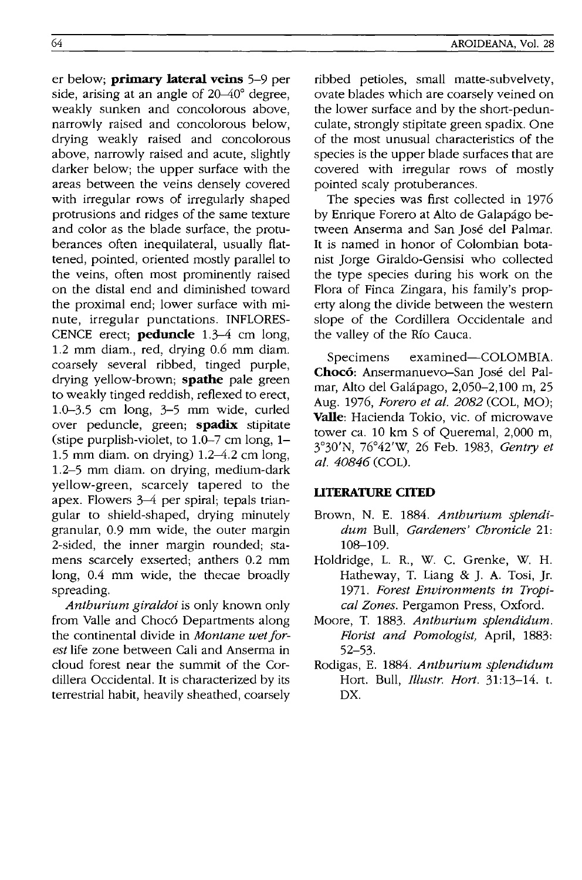er below; **primary lateral veins** 5–9 per side, arising at an angle of 20–40° degree, weakly sunken and concolorous above, narrowly raised and concolorous below, drying weakly raised and concolorous above, narrowly raised and acute, slightly darker below; the upper surface with the areas between the veins densely covered with irregular rows of irregularly shaped protrusions and ridges of the same texture and color as the blade surface, the protuberances often inequilateral, usually flattened, pointed, oriented mostly parallel to the veins, often most prominently raised on the distal end and diminished toward the proximal end; lower surface with minute, irregular punctations. INFLORESCENCE erect; **peduncle** 1.3–4 cm long, 1.2 mm diam., red, drying 0.6 mm diam. coarsely several ribbed, tinged purple, drying yellow-brown; **spathe** pale green to weakly tinged reddish, reflexed to erect, 1.0–3.5 cm long, 3–5 mm wide, curled over peduncle, green; **spadix** stipitate (stipe purplish-violet, to 1.0–7 cm long, 1–1.5 mm diam. on drying) 1.2–4.2 cm long, 1.2–5 mm diam. on drying, medium-dark yellow-green, scarcely tapered to the apex. Flowers 3–4 per spiral; tepals triangular to shield-shaped, drying minutely granular, 0.9 mm wide, the outer margin 2-sided, the inner margin rounded; stamens scarcely exserted; anthers 0.2 mm long, 0.4 mm wide, the thecae broadly spreading.

*Anthurium giraldoi* is only known only from Valle and Chocó Departments along the continental divide in *Montane wet forest* life zone between Cali and Anserma in cloud forest near the summit of the Cordillera Occidental. It is characterized by its terrestrial habit, heavily sheathed, coarsely ribbed petioles, small matte-subvelvety, ovate blades which are coarsely veined on the lower surface and by the short-pedunculate, strongly stipitate green spadix. One of the most unusual characteristics of the species is the upper blade surfaces that are covered with irregular rows of mostly pointed scaly protuberances.

The species was first collected in 1976 by Enrique Forero at Alto de Galapágo between Anserma and San José del Palmar. It is named in honor of Colombian botanist Jorge Giraldo-Gensisi who collected the type species during his work on the Flora of Finca Zingara, his family's property along the divide between the western slope of the Cordillera Occidentale and the valley of the Río Cauca.

Specimens examined—COLOMBIA. **Chocó**: Ansermanuevo–San José del Palmar, Alto del Galápago, 2,050–2,100 m, 25 Aug. 1976, *Forero et al. 2082* (COL, MO); **Valle**: Hacienda Tokio, vic. of microwave tower ca. 10 km S of Queremal, 2,000 m, 3°30'N, 76°42'W, 26 Feb. 1983, *Gentry et al. 40846* (COL).

## LITERATURE CITED

Brown, N. E. 1884. *Anthurium splendidum* Bull, *Gardeners' Chronicle* 21: 108–109.

Holdridge, L. R., W. C. Grenke, W. H. Hatheway, T. Liang & J. A. Tosi, Jr. 1971. *Forest Environments in Tropical Zones*. Pergamon Press, Oxford.

Moore, T. 1883. *Anthurium splendidum*. *Florist and Pomologist*, April, 1883: 52–53.

Rodigas, E. 1884. *Anthurium splendidum* Hort. Bull, *Illustr. Hort.* 31:13–14. t. DX.